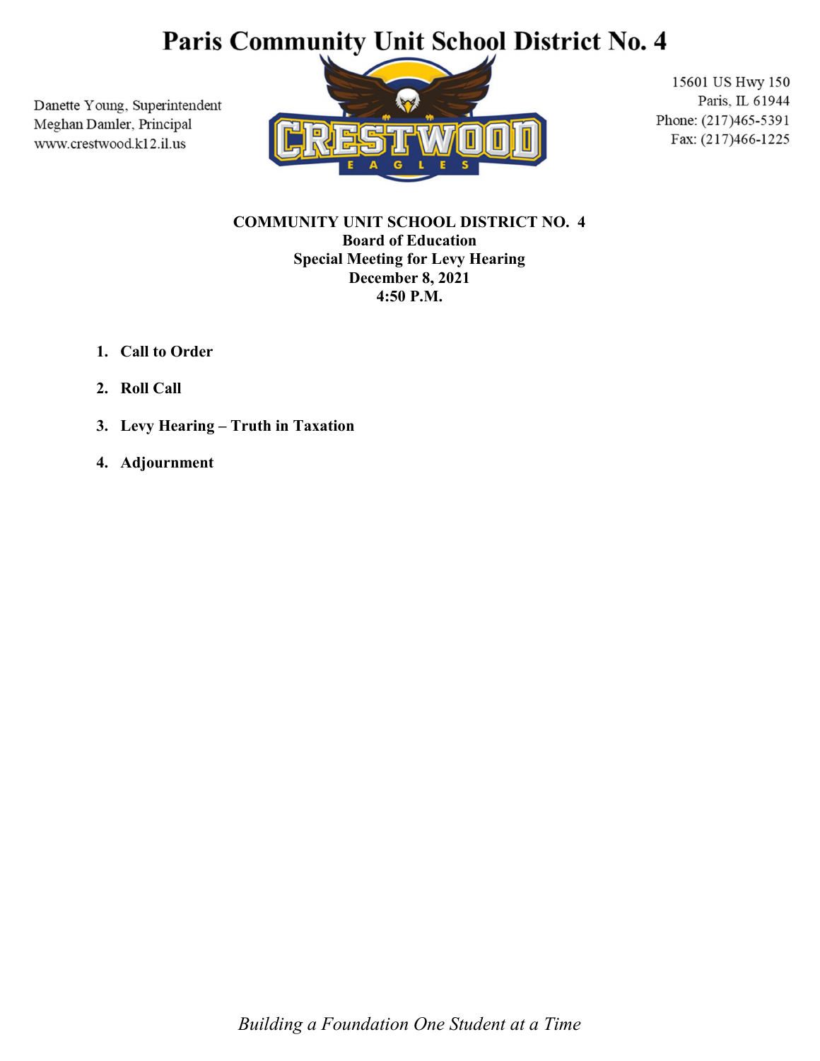# Paris Community Unit School District No. 4

Danette Young, Superintendent
Meghan Damler, Principal
www.crestwood.k12.il.us

CRESTWOOD EAGLES

15601 US Hwy 150
Paris, IL 61944
Phone: (217)465-5391
Fax: (217)466-1225

**COMMUNITY UNIT SCHOOL DISTRICT NO. 4**
**Board of Education**
**Special Meeting for Levy Hearing**
**December 8, 2021**
**4:50 P.M.**

1. **Call to Order**
2. **Roll Call**
3. **Levy Hearing – Truth in Taxation**
4. **Adjournment**

*Building a Foundation One Student at a Time*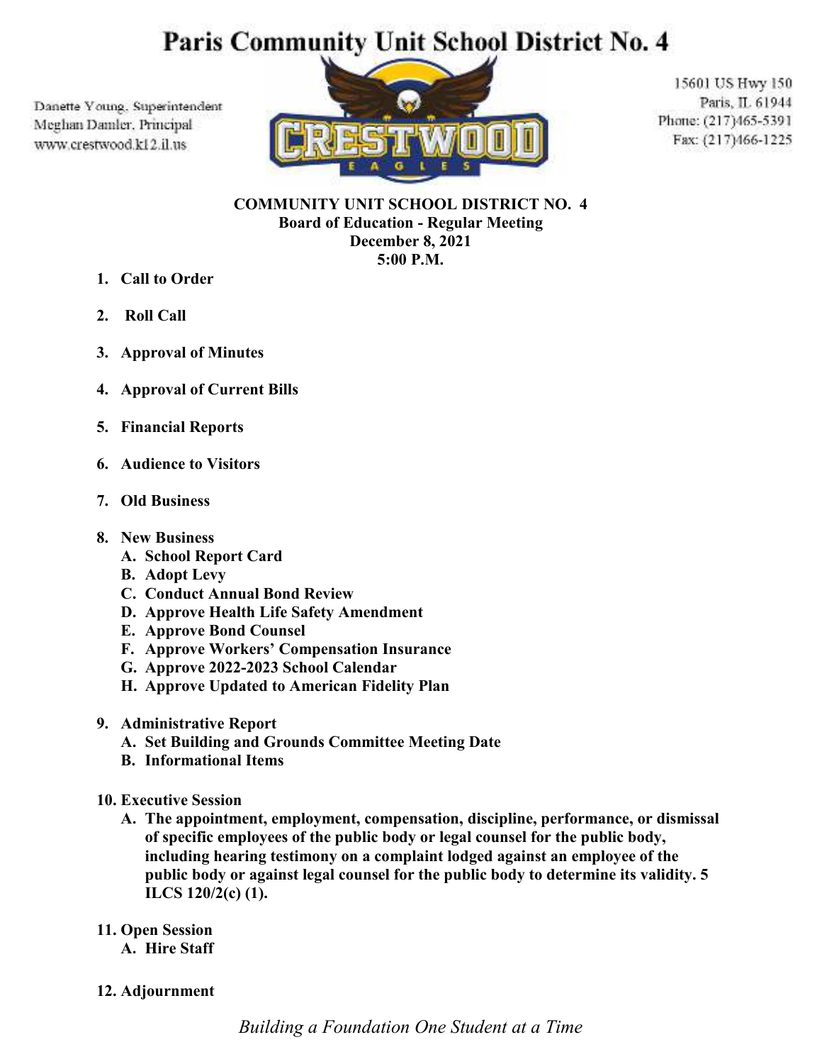# Paris Community Unit School District No. 4

Danette Young, Superintendent
Meghan Damler, Principal
www.crestwood.k12.il.us

15601 US Hwy 150
Paris, IL 61944
Phone: (217)465-5391
Fax: (217)466-1225

**COMMUNITY UNIT SCHOOL DISTRICT NO. 4**
**Board of Education - Regular Meeting**
**December 8, 2021**
**5:00 P.M.**

1. **Call to Order**
2. **Roll Call**
3. **Approval of Minutes**
4. **Approval of Current Bills**
5. **Financial Reports**
6. **Audience to Visitors**
7. **Old Business**
8. **New Business**
   - A. **School Report Card**
   - B. **Adopt Levy**
   - C. **Conduct Annual Bond Review**
   - D. **Approve Health Life Safety Amendment**
   - E. **Approve Bond Counsel**
   - F. **Approve Workers' Compensation Insurance**
   - G. **Approve 2022-2023 School Calendar**
   - H. **Approve Updated to American Fidelity Plan**
9. **Administrative Report**
   - A. **Set Building and Grounds Committee Meeting Date**
   - B. **Informational Items**
10. **Executive Session**
    - A. **The appointment, employment, compensation, discipline, performance, or dismissal of specific employees of the public body or legal counsel for the public body, including hearing testimony on a complaint lodged against an employee of the public body or against legal counsel for the public body to determine its validity. 5 ILCS 120/2(c) (1).**
11. **Open Session**
    - A. **Hire Staff**
12. **Adjournment**

*Building a Foundation One Student at a Time*